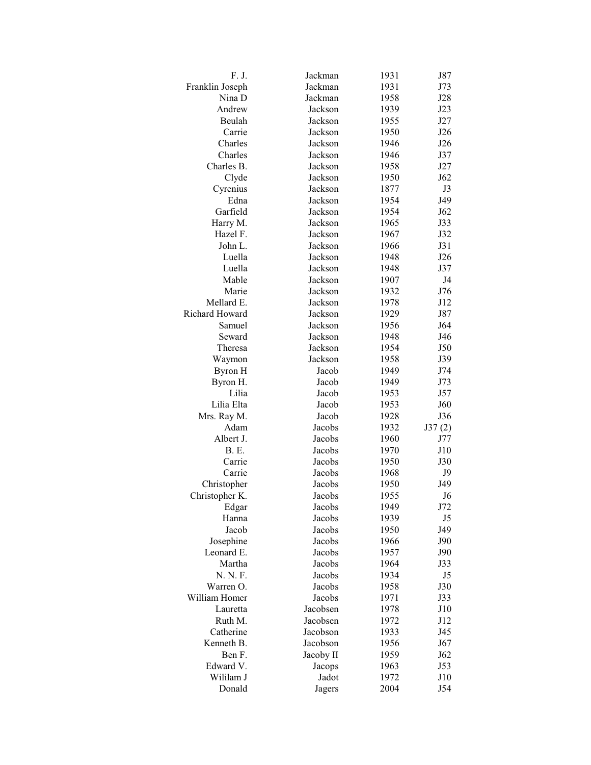| | | | |
|---|---|---|---|
| F. J. | Jackman | 1931 | J87 |
| Franklin Joseph | Jackman | 1931 | J73 |
| Nina D | Jackman | 1958 | J28 |
| Andrew | Jackson | 1939 | J23 |
| Beulah | Jackson | 1955 | J27 |
| Carrie | Jackson | 1950 | J26 |
| Charles | Jackson | 1946 | J26 |
| Charles | Jackson | 1946 | J37 |
| Charles B. | Jackson | 1958 | J27 |
| Clyde | Jackson | 1950 | J62 |
| Cyrenius | Jackson | 1877 | J3 |
| Edna | Jackson | 1954 | J49 |
| Garfield | Jackson | 1954 | J62 |
| Harry M. | Jackson | 1965 | J33 |
| Hazel F. | Jackson | 1967 | J32 |
| John L. | Jackson | 1966 | J31 |
| Luella | Jackson | 1948 | J26 |
| Luella | Jackson | 1948 | J37 |
| Mable | Jackson | 1907 | J4 |
| Marie | Jackson | 1932 | J76 |
| Mellard E. | Jackson | 1978 | J12 |
| Richard Howard | Jackson | 1929 | J87 |
| Samuel | Jackson | 1956 | J64 |
| Seward | Jackson | 1948 | J46 |
| Theresa | Jackson | 1954 | J50 |
| Waymon | Jackson | 1958 | J39 |
| Byron H | Jacob | 1949 | J74 |
| Byron H. | Jacob | 1949 | J73 |
| Lilia | Jacob | 1953 | J57 |
| Lilia Elta | Jacob | 1953 | J60 |
| Mrs. Ray M. | Jacob | 1928 | J36 |
| Adam | Jacobs | 1932 | J37 (2) |
| Albert J. | Jacobs | 1960 | J77 |
| B. E. | Jacobs | 1970 | J10 |
| Carrie | Jacobs | 1950 | J30 |
| Carrie | Jacobs | 1968 | J9 |
| Christopher | Jacobs | 1950 | J49 |
| Christopher K. | Jacobs | 1955 | J6 |
| Edgar | Jacobs | 1949 | J72 |
| Hanna | Jacobs | 1939 | J5 |
| Jacob | Jacobs | 1950 | J49 |
| Josephine | Jacobs | 1966 | J90 |
| Leonard E. | Jacobs | 1957 | J90 |
| Martha | Jacobs | 1964 | J33 |
| N. N. F. | Jacobs | 1934 | J5 |
| Warren O. | Jacobs | 1958 | J30 |
| William Homer | Jacobs | 1971 | J33 |
| Lauretta | Jacobsen | 1978 | J10 |
| Ruth M. | Jacobsen | 1972 | J12 |
| Catherine | Jacobson | 1933 | J45 |
| Kenneth B. | Jacobson | 1956 | J67 |
| Ben F. | Jacoby II | 1959 | J62 |
| Edward V. | Jacops | 1963 | J53 |
| Wililam J | Jadot | 1972 | J10 |
| Donald | Jagers | 2004 | J54 |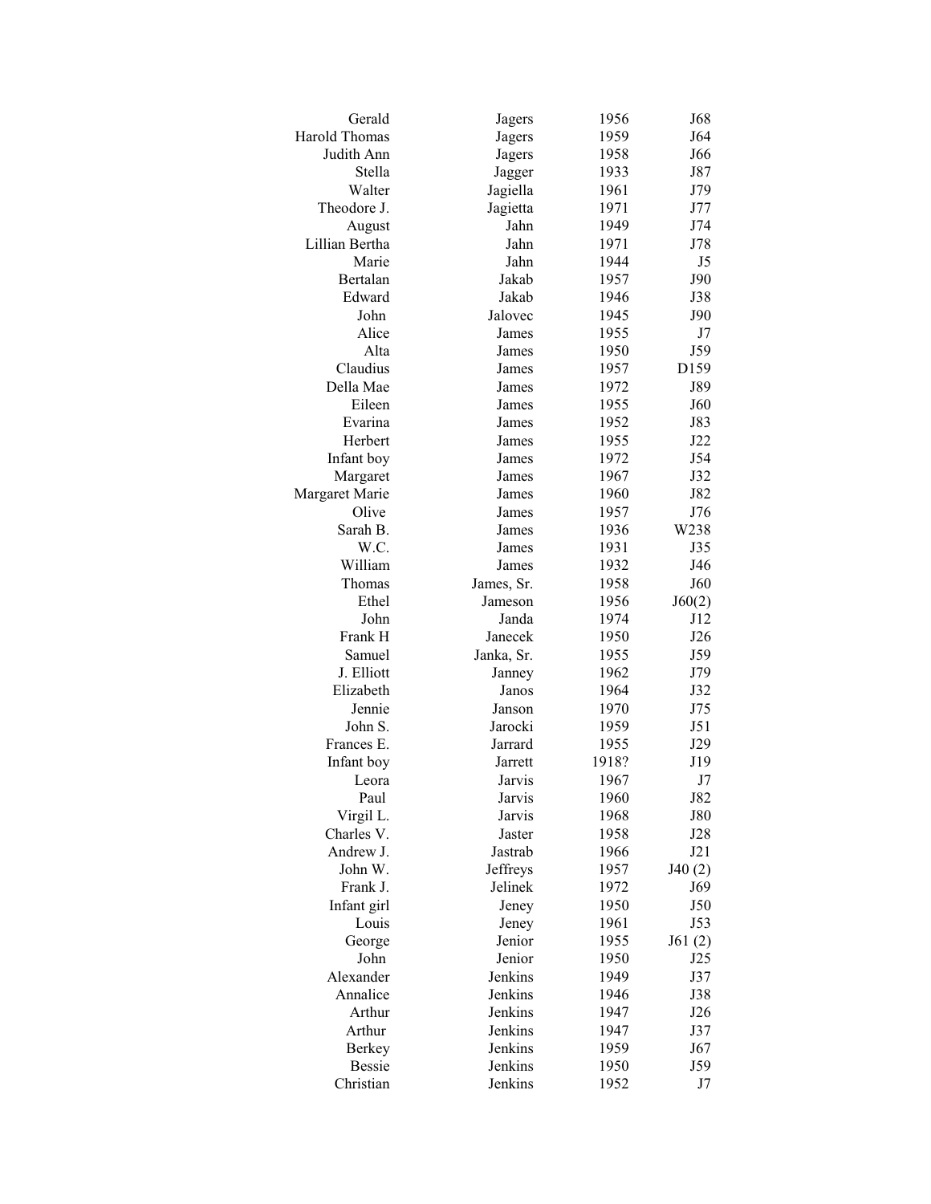| | | | |
|---|---|---|---|
| Gerald | Jagers | 1956 | J68 |
| Harold Thomas | Jagers | 1959 | J64 |
| Judith Ann | Jagers | 1958 | J66 |
| Stella | Jagger | 1933 | J87 |
| Walter | Jagiella | 1961 | J79 |
| Theodore J. | Jagietta | 1971 | J77 |
| August | Jahn | 1949 | J74 |
| Lillian Bertha | Jahn | 1971 | J78 |
| Marie | Jahn | 1944 | J5 |
| Bertalan | Jakab | 1957 | J90 |
| Edward | Jakab | 1946 | J38 |
| John | Jalovec | 1945 | J90 |
| Alice | James | 1955 | J7 |
| Alta | James | 1950 | J59 |
| Claudius | James | 1957 | D159 |
| Della Mae | James | 1972 | J89 |
| Eileen | James | 1955 | J60 |
| Evarina | James | 1952 | J83 |
| Herbert | James | 1955 | J22 |
| Infant boy | James | 1972 | J54 |
| Margaret | James | 1967 | J32 |
| Margaret Marie | James | 1960 | J82 |
| Olive | James | 1957 | J76 |
| Sarah B. | James | 1936 | W238 |
| W.C. | James | 1931 | J35 |
| William | James | 1932 | J46 |
| Thomas | James, Sr. | 1958 | J60 |
| Ethel | Jameson | 1956 | J60(2) |
| John | Janda | 1974 | J12 |
| Frank H | Janecek | 1950 | J26 |
| Samuel | Janka, Sr. | 1955 | J59 |
| J. Elliott | Janney | 1962 | J79 |
| Elizabeth | Janos | 1964 | J32 |
| Jennie | Janson | 1970 | J75 |
| John S. | Jarocki | 1959 | J51 |
| Frances E. | Jarrard | 1955 | J29 |
| Infant boy | Jarrett | 1918? | J19 |
| Leora | Jarvis | 1967 | J7 |
| Paul | Jarvis | 1960 | J82 |
| Virgil L. | Jarvis | 1968 | J80 |
| Charles V. | Jaster | 1958 | J28 |
| Andrew J. | Jastrab | 1966 | J21 |
| John W. | Jeffreys | 1957 | J40 (2) |
| Frank J. | Jelinek | 1972 | J69 |
| Infant girl | Jeney | 1950 | J50 |
| Louis | Jeney | 1961 | J53 |
| George | Jenior | 1955 | J61 (2) |
| John | Jenior | 1950 | J25 |
| Alexander | Jenkins | 1949 | J37 |
| Annalice | Jenkins | 1946 | J38 |
| Arthur | Jenkins | 1947 | J26 |
| Arthur | Jenkins | 1947 | J37 |
| Berkey | Jenkins | 1959 | J67 |
| Bessie | Jenkins | 1950 | J59 |
| Christian | Jenkins | 1952 | J7 |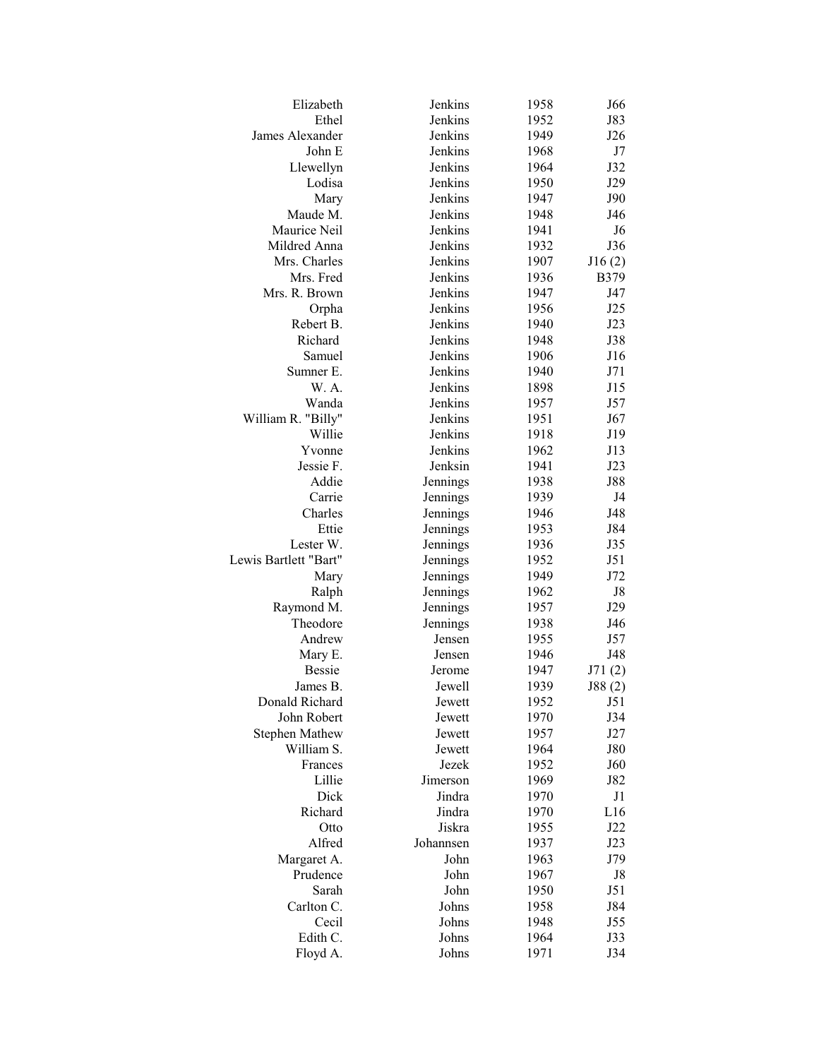| | | | |
|---|---|---|---|
| Elizabeth | Jenkins | 1958 | J66 |
| Ethel | Jenkins | 1952 | J83 |
| James Alexander | Jenkins | 1949 | J26 |
| John E | Jenkins | 1968 | J7 |
| Llewellyn | Jenkins | 1964 | J32 |
| Lodisa | Jenkins | 1950 | J29 |
| Mary | Jenkins | 1947 | J90 |
| Maude M. | Jenkins | 1948 | J46 |
| Maurice Neil | Jenkins | 1941 | J6 |
| Mildred Anna | Jenkins | 1932 | J36 |
| Mrs. Charles | Jenkins | 1907 | J16 (2) |
| Mrs. Fred | Jenkins | 1936 | B379 |
| Mrs. R. Brown | Jenkins | 1947 | J47 |
| Orpha | Jenkins | 1956 | J25 |
| Rebert B. | Jenkins | 1940 | J23 |
| Richard | Jenkins | 1948 | J38 |
| Samuel | Jenkins | 1906 | J16 |
| Sumner E. | Jenkins | 1940 | J71 |
| W. A. | Jenkins | 1898 | J15 |
| Wanda | Jenkins | 1957 | J57 |
| William R. "Billy" | Jenkins | 1951 | J67 |
| Willie | Jenkins | 1918 | J19 |
| Yvonne | Jenkins | 1962 | J13 |
| Jessie F. | Jenksin | 1941 | J23 |
| Addie | Jennings | 1938 | J88 |
| Carrie | Jennings | 1939 | J4 |
| Charles | Jennings | 1946 | J48 |
| Ettie | Jennings | 1953 | J84 |
| Lester W. | Jennings | 1936 | J35 |
| Lewis Bartlett "Bart" | Jennings | 1952 | J51 |
| Mary | Jennings | 1949 | J72 |
| Ralph | Jennings | 1962 | J8 |
| Raymond M. | Jennings | 1957 | J29 |
| Theodore | Jennings | 1938 | J46 |
| Andrew | Jensen | 1955 | J57 |
| Mary E. | Jensen | 1946 | J48 |
| Bessie | Jerome | 1947 | J71 (2) |
| James B. | Jewell | 1939 | J88 (2) |
| Donald Richard | Jewett | 1952 | J51 |
| John Robert | Jewett | 1970 | J34 |
| Stephen Mathew | Jewett | 1957 | J27 |
| William S. | Jewett | 1964 | J80 |
| Frances | Jezek | 1952 | J60 |
| Lillie | Jimerson | 1969 | J82 |
| Dick | Jindra | 1970 | J1 |
| Richard | Jindra | 1970 | L16 |
| Otto | Jiskra | 1955 | J22 |
| Alfred | Johannsen | 1937 | J23 |
| Margaret A. | John | 1963 | J79 |
| Prudence | John | 1967 | J8 |
| Sarah | John | 1950 | J51 |
| Carlton C. | Johns | 1958 | J84 |
| Cecil | Johns | 1948 | J55 |
| Edith C. | Johns | 1964 | J33 |
| Floyd A. | Johns | 1971 | J34 |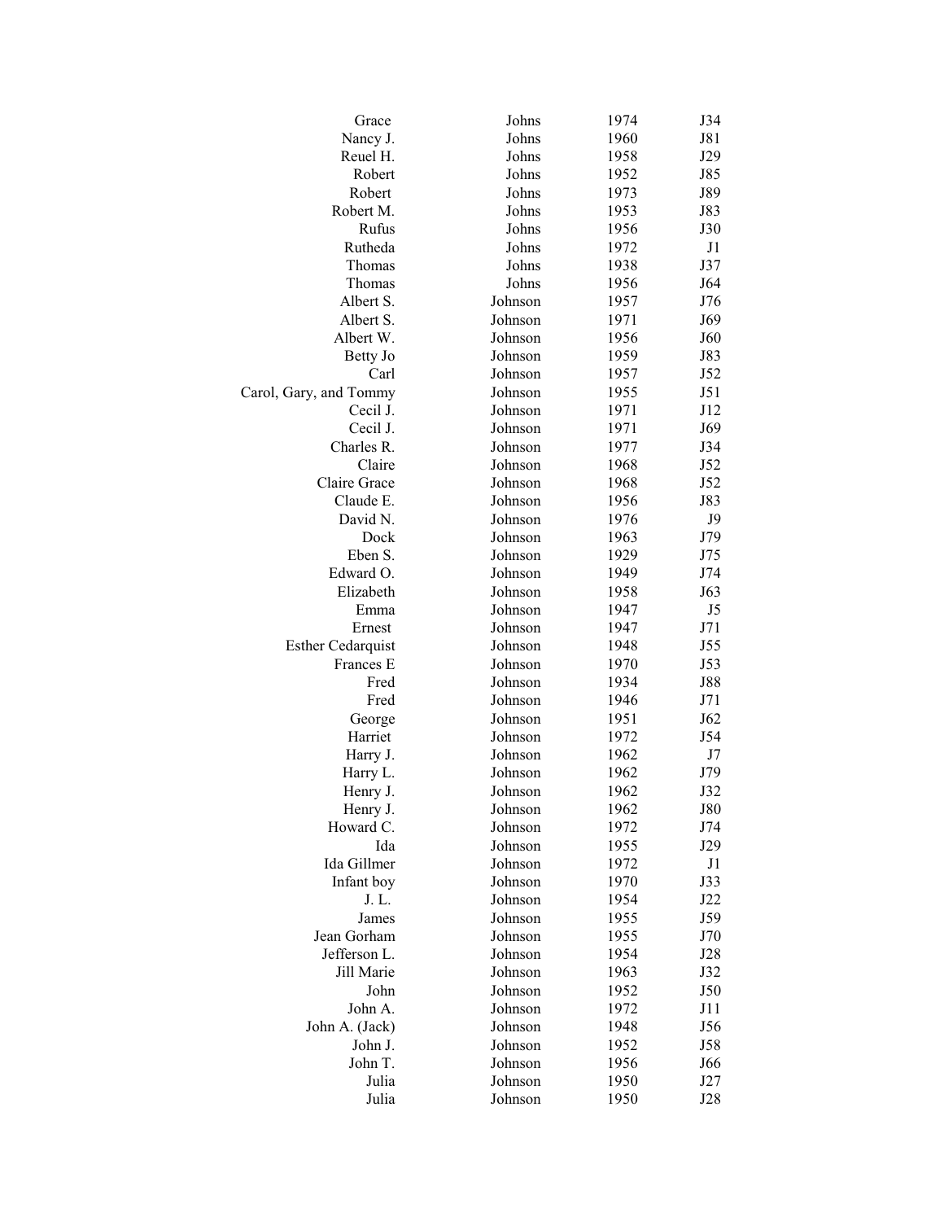| | | | |
|---|---|---|---|
| Grace | Johns | 1974 | J34 |
| Nancy J. | Johns | 1960 | J81 |
| Reuel H. | Johns | 1958 | J29 |
| Robert | Johns | 1952 | J85 |
| Robert | Johns | 1973 | J89 |
| Robert M. | Johns | 1953 | J83 |
| Rufus | Johns | 1956 | J30 |
| Rutheda | Johns | 1972 | J1 |
| Thomas | Johns | 1938 | J37 |
| Thomas | Johns | 1956 | J64 |
| Albert S. | Johnson | 1957 | J76 |
| Albert S. | Johnson | 1971 | J69 |
| Albert W. | Johnson | 1956 | J60 |
| Betty Jo | Johnson | 1959 | J83 |
| Carl | Johnson | 1957 | J52 |
| Carol, Gary, and Tommy | Johnson | 1955 | J51 |
| Cecil J. | Johnson | 1971 | J12 |
| Cecil J. | Johnson | 1971 | J69 |
| Charles R. | Johnson | 1977 | J34 |
| Claire | Johnson | 1968 | J52 |
| Claire Grace | Johnson | 1968 | J52 |
| Claude E. | Johnson | 1956 | J83 |
| David N. | Johnson | 1976 | J9 |
| Dock | Johnson | 1963 | J79 |
| Eben S. | Johnson | 1929 | J75 |
| Edward O. | Johnson | 1949 | J74 |
| Elizabeth | Johnson | 1958 | J63 |
| Emma | Johnson | 1947 | J5 |
| Ernest | Johnson | 1947 | J71 |
| Esther Cedarquist | Johnson | 1948 | J55 |
| Frances E | Johnson | 1970 | J53 |
| Fred | Johnson | 1934 | J88 |
| Fred | Johnson | 1946 | J71 |
| George | Johnson | 1951 | J62 |
| Harriet | Johnson | 1972 | J54 |
| Harry J. | Johnson | 1962 | J7 |
| Harry L. | Johnson | 1962 | J79 |
| Henry J. | Johnson | 1962 | J32 |
| Henry J. | Johnson | 1962 | J80 |
| Howard C. | Johnson | 1972 | J74 |
| Ida | Johnson | 1955 | J29 |
| Ida Gillmer | Johnson | 1972 | J1 |
| Infant boy | Johnson | 1970 | J33 |
| J. L. | Johnson | 1954 | J22 |
| James | Johnson | 1955 | J59 |
| Jean Gorham | Johnson | 1955 | J70 |
| Jefferson L. | Johnson | 1954 | J28 |
| Jill Marie | Johnson | 1963 | J32 |
| John | Johnson | 1952 | J50 |
| John A. | Johnson | 1972 | J11 |
| John A. (Jack) | Johnson | 1948 | J56 |
| John J. | Johnson | 1952 | J58 |
| John T. | Johnson | 1956 | J66 |
| Julia | Johnson | 1950 | J27 |
| Julia | Johnson | 1950 | J28 |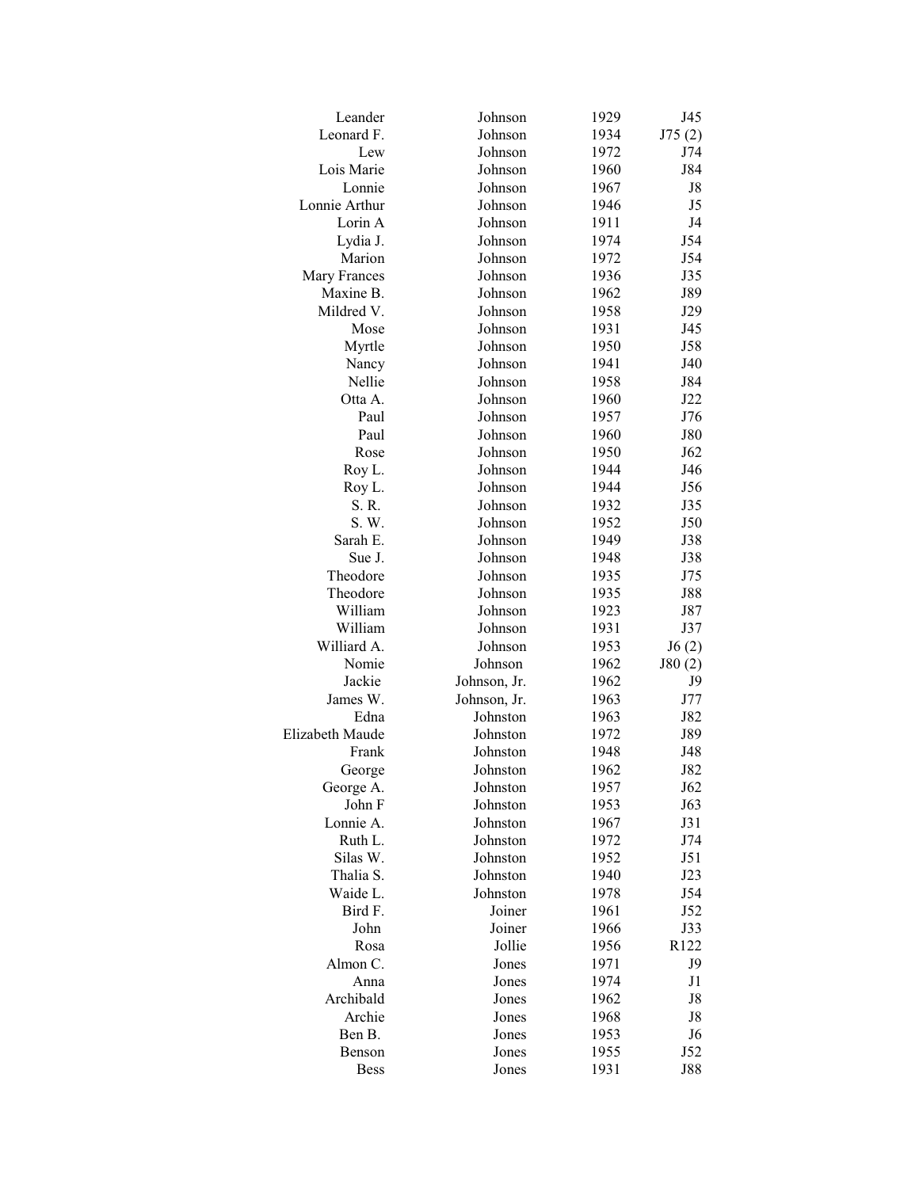| | | | |
|---|---|---|---|
| Leander | Johnson | 1929 | J45 |
| Leonard F. | Johnson | 1934 | J75 (2) |
| Lew | Johnson | 1972 | J74 |
| Lois Marie | Johnson | 1960 | J84 |
| Lonnie | Johnson | 1967 | J8 |
| Lonnie Arthur | Johnson | 1946 | J5 |
| Lorin A | Johnson | 1911 | J4 |
| Lydia J. | Johnson | 1974 | J54 |
| Marion | Johnson | 1972 | J54 |
| Mary Frances | Johnson | 1936 | J35 |
| Maxine B. | Johnson | 1962 | J89 |
| Mildred V. | Johnson | 1958 | J29 |
| Mose | Johnson | 1931 | J45 |
| Myrtle | Johnson | 1950 | J58 |
| Nancy | Johnson | 1941 | J40 |
| Nellie | Johnson | 1958 | J84 |
| Otta A. | Johnson | 1960 | J22 |
| Paul | Johnson | 1957 | J76 |
| Paul | Johnson | 1960 | J80 |
| Rose | Johnson | 1950 | J62 |
| Roy L. | Johnson | 1944 | J46 |
| Roy L. | Johnson | 1944 | J56 |
| S. R. | Johnson | 1932 | J35 |
| S. W. | Johnson | 1952 | J50 |
| Sarah E. | Johnson | 1949 | J38 |
| Sue J. | Johnson | 1948 | J38 |
| Theodore | Johnson | 1935 | J75 |
| Theodore | Johnson | 1935 | J88 |
| William | Johnson | 1923 | J87 |
| William | Johnson | 1931 | J37 |
| Williard A. | Johnson | 1953 | J6 (2) |
| Nomie | Johnson | 1962 | J80 (2) |
| Jackie | Johnson, Jr. | 1962 | J9 |
| James W. | Johnson, Jr. | 1963 | J77 |
| Edna | Johnston | 1963 | J82 |
| Elizabeth Maude | Johnston | 1972 | J89 |
| Frank | Johnston | 1948 | J48 |
| George | Johnston | 1962 | J82 |
| George A. | Johnston | 1957 | J62 |
| John F | Johnston | 1953 | J63 |
| Lonnie A. | Johnston | 1967 | J31 |
| Ruth L. | Johnston | 1972 | J74 |
| Silas W. | Johnston | 1952 | J51 |
| Thalia S. | Johnston | 1940 | J23 |
| Waide L. | Johnston | 1978 | J54 |
| Bird F. | Joiner | 1961 | J52 |
| John | Joiner | 1966 | J33 |
| Rosa | Jollie | 1956 | R122 |
| Almon C. | Jones | 1971 | J9 |
| Anna | Jones | 1974 | J1 |
| Archibald | Jones | 1962 | J8 |
| Archie | Jones | 1968 | J8 |
| Ben B. | Jones | 1953 | J6 |
| Benson | Jones | 1955 | J52 |
| Bess | Jones | 1931 | J88 |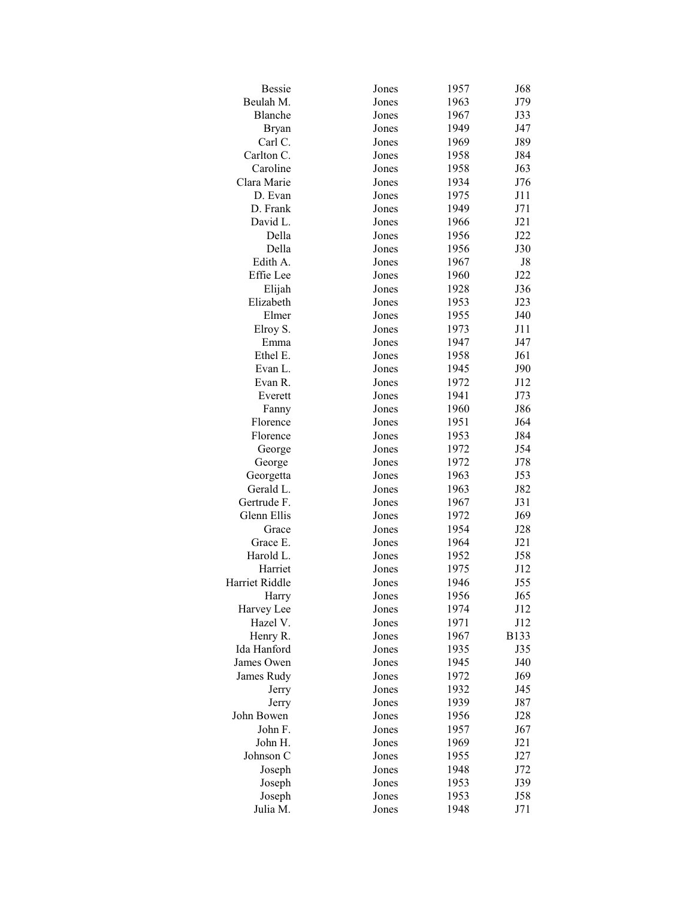| | | | |
|---|---|---|---|
| Bessie | Jones | 1957 | J68 |
| Beulah M. | Jones | 1963 | J79 |
| Blanche | Jones | 1967 | J33 |
| Bryan | Jones | 1949 | J47 |
| Carl C. | Jones | 1969 | J89 |
| Carlton C. | Jones | 1958 | J84 |
| Caroline | Jones | 1958 | J63 |
| Clara Marie | Jones | 1934 | J76 |
| D. Evan | Jones | 1975 | J11 |
| D. Frank | Jones | 1949 | J71 |
| David L. | Jones | 1966 | J21 |
| Della | Jones | 1956 | J22 |
| Della | Jones | 1956 | J30 |
| Edith A. | Jones | 1967 | J8 |
| Effie Lee | Jones | 1960 | J22 |
| Elijah | Jones | 1928 | J36 |
| Elizabeth | Jones | 1953 | J23 |
| Elmer | Jones | 1955 | J40 |
| Elroy S. | Jones | 1973 | J11 |
| Emma | Jones | 1947 | J47 |
| Ethel E. | Jones | 1958 | J61 |
| Evan L. | Jones | 1945 | J90 |
| Evan R. | Jones | 1972 | J12 |
| Everett | Jones | 1941 | J73 |
| Fanny | Jones | 1960 | J86 |
| Florence | Jones | 1951 | J64 |
| Florence | Jones | 1953 | J84 |
| George | Jones | 1972 | J54 |
| George | Jones | 1972 | J78 |
| Georgetta | Jones | 1963 | J53 |
| Gerald L. | Jones | 1963 | J82 |
| Gertrude F. | Jones | 1967 | J31 |
| Glenn Ellis | Jones | 1972 | J69 |
| Grace | Jones | 1954 | J28 |
| Grace E. | Jones | 1964 | J21 |
| Harold L. | Jones | 1952 | J58 |
| Harriet | Jones | 1975 | J12 |
| Harriet Riddle | Jones | 1946 | J55 |
| Harry | Jones | 1956 | J65 |
| Harvey Lee | Jones | 1974 | J12 |
| Hazel V. | Jones | 1971 | J12 |
| Henry R. | Jones | 1967 | B133 |
| Ida Hanford | Jones | 1935 | J35 |
| James Owen | Jones | 1945 | J40 |
| James Rudy | Jones | 1972 | J69 |
| Jerry | Jones | 1932 | J45 |
| Jerry | Jones | 1939 | J87 |
| John Bowen | Jones | 1956 | J28 |
| John F. | Jones | 1957 | J67 |
| John H. | Jones | 1969 | J21 |
| Johnson C | Jones | 1955 | J27 |
| Joseph | Jones | 1948 | J72 |
| Joseph | Jones | 1953 | J39 |
| Joseph | Jones | 1953 | J58 |
| Julia M. | Jones | 1948 | J71 |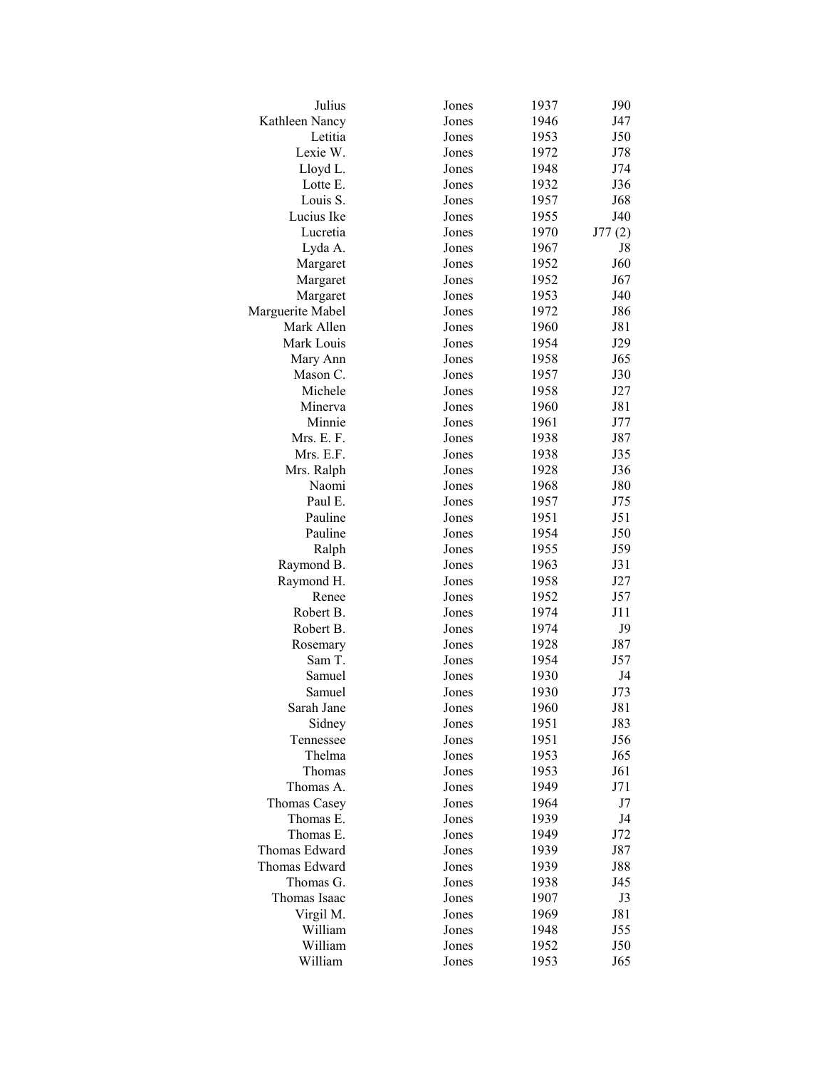| | | | |
|---|---|---|---|
| Julius | Jones | 1937 | J90 |
| Kathleen Nancy | Jones | 1946 | J47 |
| Letitia | Jones | 1953 | J50 |
| Lexie W. | Jones | 1972 | J78 |
| Lloyd L. | Jones | 1948 | J74 |
| Lotte E. | Jones | 1932 | J36 |
| Louis S. | Jones | 1957 | J68 |
| Lucius Ike | Jones | 1955 | J40 |
| Lucretia | Jones | 1970 | J77 (2) |
| Lyda A. | Jones | 1967 | J8 |
| Margaret | Jones | 1952 | J60 |
| Margaret | Jones | 1952 | J67 |
| Margaret | Jones | 1953 | J40 |
| Marguerite Mabel | Jones | 1972 | J86 |
| Mark Allen | Jones | 1960 | J81 |
| Mark Louis | Jones | 1954 | J29 |
| Mary Ann | Jones | 1958 | J65 |
| Mason C. | Jones | 1957 | J30 |
| Michele | Jones | 1958 | J27 |
| Minerva | Jones | 1960 | J81 |
| Minnie | Jones | 1961 | J77 |
| Mrs. E. F. | Jones | 1938 | J87 |
| Mrs. E.F. | Jones | 1938 | J35 |
| Mrs. Ralph | Jones | 1928 | J36 |
| Naomi | Jones | 1968 | J80 |
| Paul E. | Jones | 1957 | J75 |
| Pauline | Jones | 1951 | J51 |
| Pauline | Jones | 1954 | J50 |
| Ralph | Jones | 1955 | J59 |
| Raymond B. | Jones | 1963 | J31 |
| Raymond H. | Jones | 1958 | J27 |
| Renee | Jones | 1952 | J57 |
| Robert B. | Jones | 1974 | J11 |
| Robert B. | Jones | 1974 | J9 |
| Rosemary | Jones | 1928 | J87 |
| Sam T. | Jones | 1954 | J57 |
| Samuel | Jones | 1930 | J4 |
| Samuel | Jones | 1930 | J73 |
| Sarah Jane | Jones | 1960 | J81 |
| Sidney | Jones | 1951 | J83 |
| Tennessee | Jones | 1951 | J56 |
| Thelma | Jones | 1953 | J65 |
| Thomas | Jones | 1953 | J61 |
| Thomas A. | Jones | 1949 | J71 |
| Thomas Casey | Jones | 1964 | J7 |
| Thomas E. | Jones | 1939 | J4 |
| Thomas E. | Jones | 1949 | J72 |
| Thomas Edward | Jones | 1939 | J87 |
| Thomas Edward | Jones | 1939 | J88 |
| Thomas G. | Jones | 1938 | J45 |
| Thomas Isaac | Jones | 1907 | J3 |
| Virgil M. | Jones | 1969 | J81 |
| William | Jones | 1948 | J55 |
| William | Jones | 1952 | J50 |
| William | Jones | 1953 | J65 |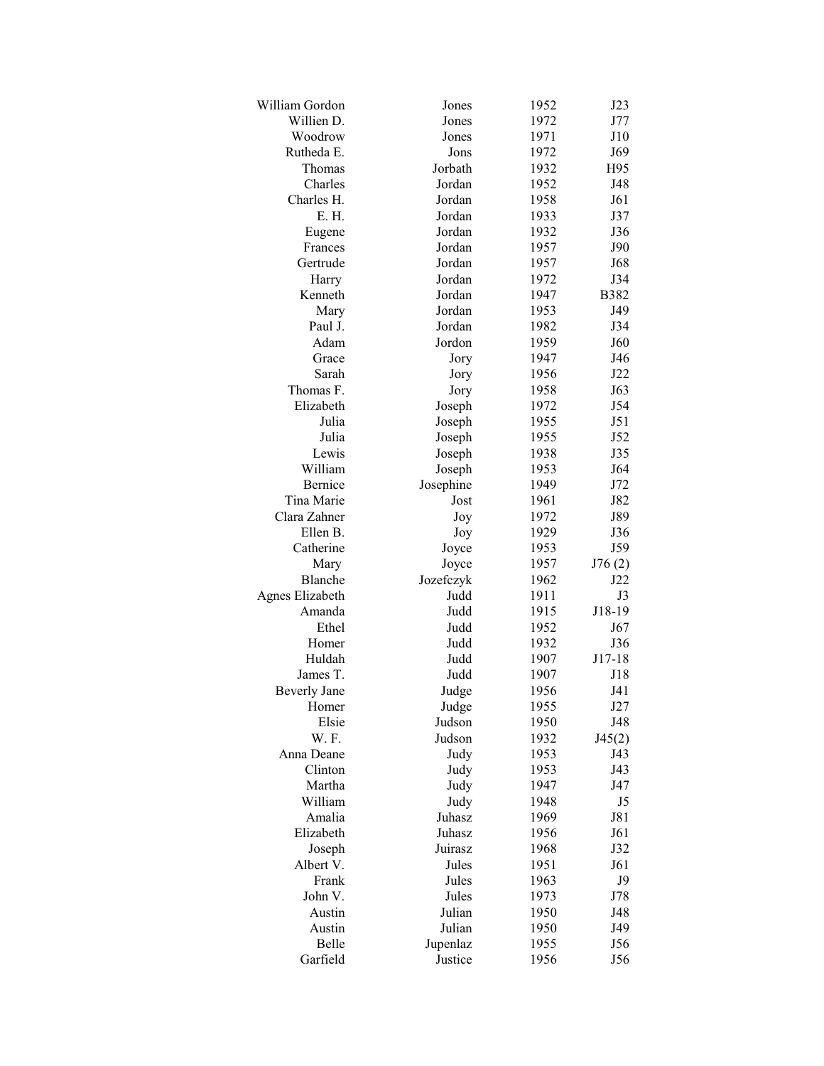| | | | |
|---|---|---|---|
| William Gordon | Jones | 1952 | J23 |
| Willien D. | Jones | 1972 | J77 |
| Woodrow | Jones | 1971 | J10 |
| Rutheda E. | Jons | 1972 | J69 |
| Thomas | Jorbath | 1932 | H95 |
| Charles | Jordan | 1952 | J48 |
| Charles H. | Jordan | 1958 | J61 |
| E. H. | Jordan | 1933 | J37 |
| Eugene | Jordan | 1932 | J36 |
| Frances | Jordan | 1957 | J90 |
| Gertrude | Jordan | 1957 | J68 |
| Harry | Jordan | 1972 | J34 |
| Kenneth | Jordan | 1947 | B382 |
| Mary | Jordan | 1953 | J49 |
| Paul J. | Jordan | 1982 | J34 |
| Adam | Jordon | 1959 | J60 |
| Grace | Jory | 1947 | J46 |
| Sarah | Jory | 1956 | J22 |
| Thomas F. | Jory | 1958 | J63 |
| Elizabeth | Joseph | 1972 | J54 |
| Julia | Joseph | 1955 | J51 |
| Julia | Joseph | 1955 | J52 |
| Lewis | Joseph | 1938 | J35 |
| William | Joseph | 1953 | J64 |
| Bernice | Josephine | 1949 | J72 |
| Tina Marie | Jost | 1961 | J82 |
| Clara Zahner | Joy | 1972 | J89 |
| Ellen B. | Joy | 1929 | J36 |
| Catherine | Joyce | 1953 | J59 |
| Mary | Joyce | 1957 | J76 (2) |
| Blanche | Jozefczyk | 1962 | J22 |
| Agnes Elizabeth | Judd | 1911 | J3 |
| Amanda | Judd | 1915 | J18-19 |
| Ethel | Judd | 1952 | J67 |
| Homer | Judd | 1932 | J36 |
| Huldah | Judd | 1907 | J17-18 |
| James T. | Judd | 1907 | J18 |
| Beverly Jane | Judge | 1956 | J41 |
| Homer | Judge | 1955 | J27 |
| Elsie | Judson | 1950 | J48 |
| W. F. | Judson | 1932 | J45(2) |
| Anna Deane | Judy | 1953 | J43 |
| Clinton | Judy | 1953 | J43 |
| Martha | Judy | 1947 | J47 |
| William | Judy | 1948 | J5 |
| Amalia | Juhasz | 1969 | J81 |
| Elizabeth | Juhasz | 1956 | J61 |
| Joseph | Juirasz | 1968 | J32 |
| Albert V. | Jules | 1951 | J61 |
| Frank | Jules | 1963 | J9 |
| John V. | Jules | 1973 | J78 |
| Austin | Julian | 1950 | J48 |
| Austin | Julian | 1950 | J49 |
| Belle | Jupenlaz | 1955 | J56 |
| Garfield | Justice | 1956 | J56 |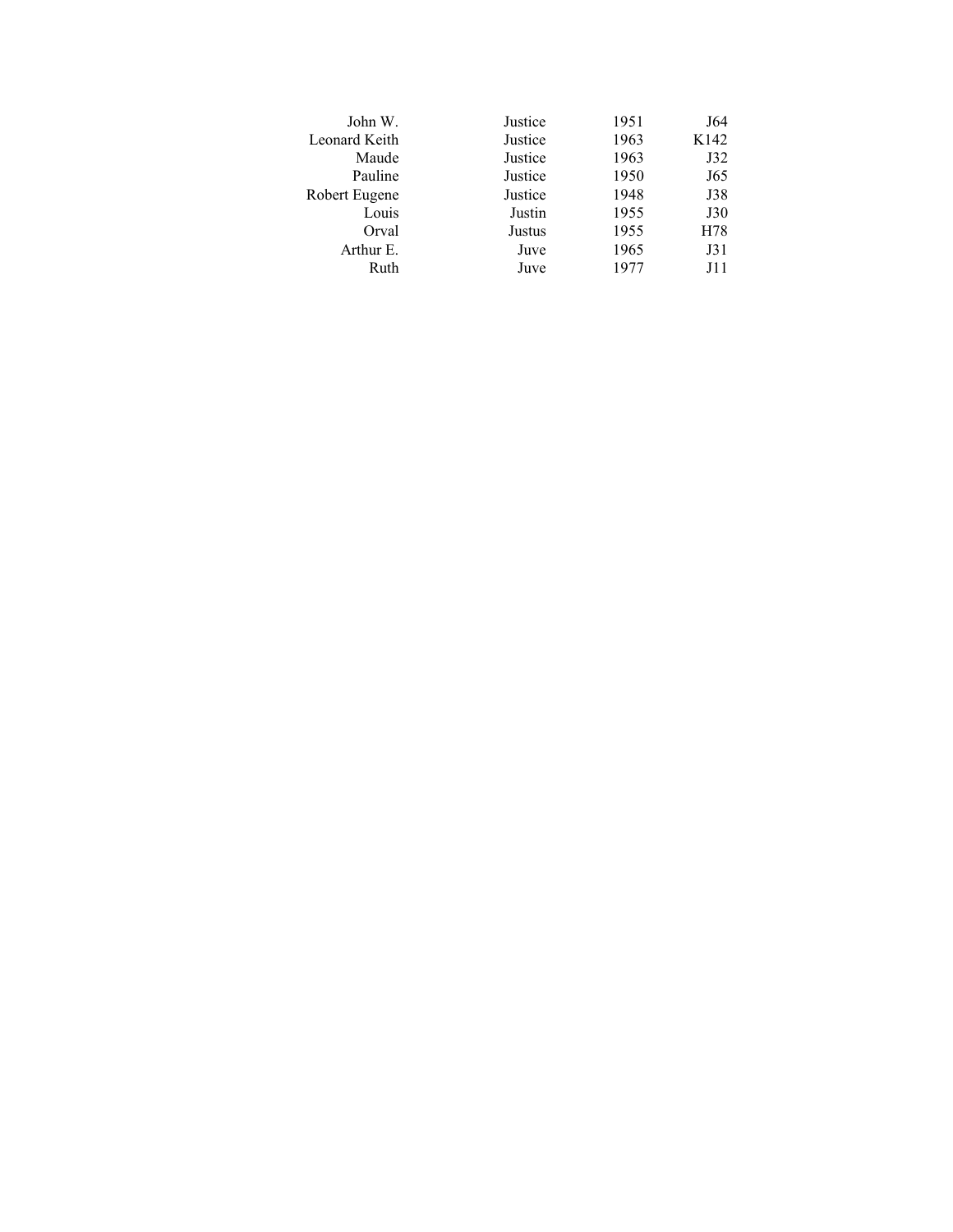| | | | |
|---|---|---|---|
| John W. | Justice | 1951 | J64 |
| Leonard Keith | Justice | 1963 | K142 |
| Maude | Justice | 1963 | J32 |
| Pauline | Justice | 1950 | J65 |
| Robert Eugene | Justice | 1948 | J38 |
| Louis | Justin | 1955 | J30 |
| Orval | Justus | 1955 | H78 |
| Arthur E. | Juve | 1965 | J31 |
| Ruth | Juve | 1977 | J11 |